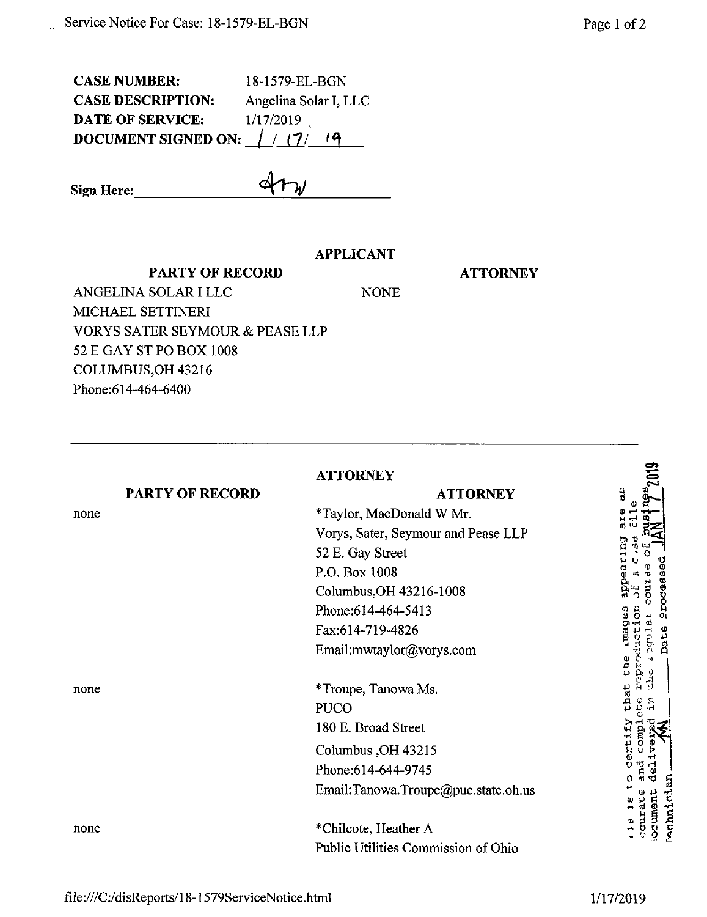**CASE NUMBER:** 18-1579-EL-BGN
**CASE DESCRIPTION:** Angelina Solar I, LLC
**DATE OF SERVICE:** 1/17/2019
**DOCUMENT SIGNED ON:** 1/17/19

**Sign Here:** ________

**APPLICANT**

| PARTY OF RECORD | ATTORNEY |
|---|---|
| ANGELINA SOLAR I LLC<br>MICHAEL SETTINERI<br>VORYS SATER SEYMOUR & PEASE LLP<br>52 E GAY ST PO BOX 1008<br>COLUMBUS,OH 43216<br>Phone:614-464-6400 | NONE |

---

**ATTORNEY**

| PARTY OF RECORD | ATTORNEY |
|---|---|
| none | *Taylor, MacDonald W Mr.<br>Vorys, Sater, Seymour and Pease LLP<br>52 E. Gay Street<br>P.O. Box 1008<br>Columbus,OH 43216-1008<br>Phone:614-464-5413<br>Fax:614-719-4826<br>Email:mwtaylor@vorys.com |
| none | *Troupe, Tanowa Ms.<br>PUCO<br>180 E. Broad Street<br>Columbus ,OH 43215<br>Phone:614-644-9745<br>Email:Tanowa.Troupe@puc.state.oh.us |
| none | *Chilcote, Heather A<br>Public Utilities Commission of Ohio |

This is to certify that the images appearing are an accurate and complete reproduction of a case file document delivered in the regular course of business. Technician ___ Date Processed JAN 17 2019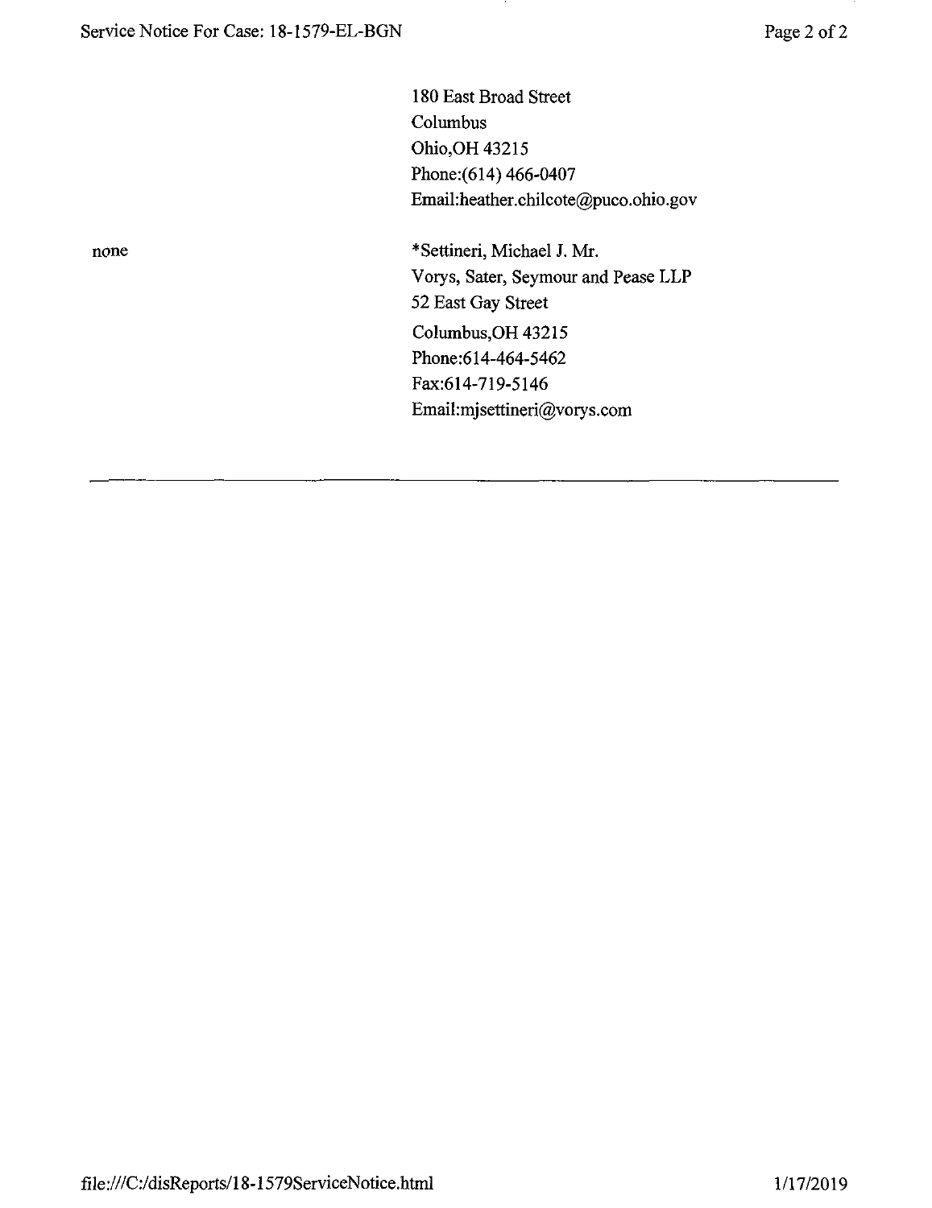180 East Broad Street
Columbus
Ohio,OH 43215
Phone:(614) 466-0407
Email:heather.chilcote@puco.ohio.gov

| | |
|---|---|
| none | *Settineri, Michael J. Mr.<br>Vorys, Sater, Seymour and Pease LLP<br>52 East Gay Street<br>Columbus,OH 43215<br>Phone:614-464-5462<br>Fax:614-719-5146<br>Email:mjsettineri@vorys.com |

---

file:///C:/disReports/18-1579ServiceNotice.html 1/17/2019